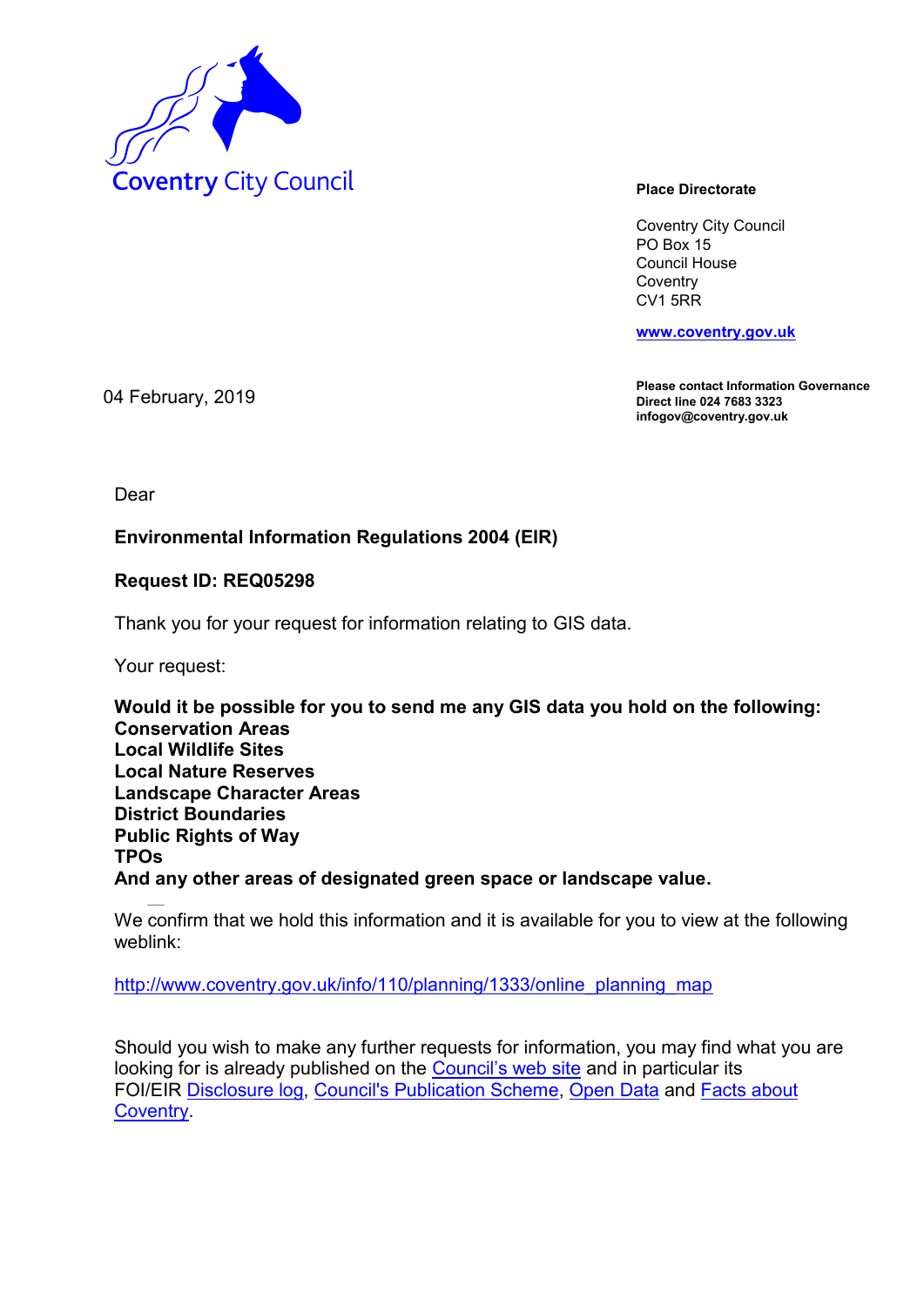Coventry City Council

**Place Directorate**

Coventry City Council
PO Box 15
Council House
Coventry
CV1 5RR

**www.coventry.gov.uk**

**Please contact Information Governance**
**Direct line 024 7683 3323**
**infogov@coventry.gov.uk**

04 February, 2019

Dear

**Environmental Information Regulations 2004 (EIR)**

**Request ID: REQ05298**

Thank you for your request for information relating to GIS data.

Your request:

**Would it be possible for you to send me any GIS data you hold on the following:**
**Conservation Areas**
**Local Wildlife Sites**
**Local Nature Reserves**
**Landscape Character Areas**
**District Boundaries**
**Public Rights of Way**
**TPOs**
**And any other areas of designated green space or landscape value.**

We confirm that we hold this information and it is available for you to view at the following weblink:

http://www.coventry.gov.uk/info/110/planning/1333/online_planning_map

Should you wish to make any further requests for information, you may find what you are looking for is already published on the Council's web site and in particular its FOI/EIR Disclosure log, Council's Publication Scheme, Open Data and Facts about Coventry.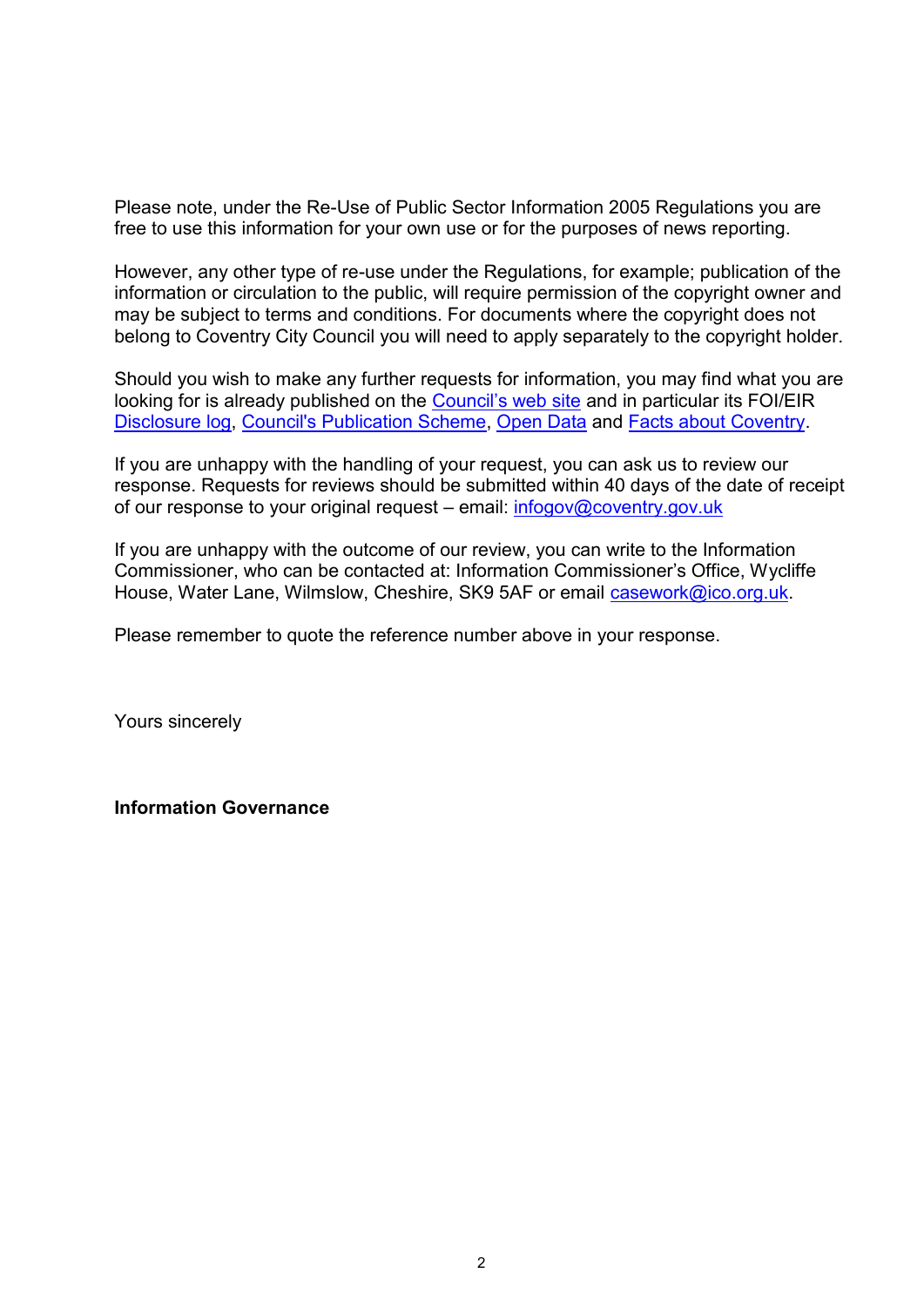Please note, under the Re-Use of Public Sector Information 2005 Regulations you are free to use this information for your own use or for the purposes of news reporting.

However, any other type of re-use under the Regulations, for example; publication of the information or circulation to the public, will require permission of the copyright owner and may be subject to terms and conditions. For documents where the copyright does not belong to Coventry City Council you will need to apply separately to the copyright holder.

Should you wish to make any further requests for information, you may find what you are looking for is already published on the Council's web site and in particular its FOI/EIR Disclosure log, Council's Publication Scheme, Open Data and Facts about Coventry.

If you are unhappy with the handling of your request, you can ask us to review our response. Requests for reviews should be submitted within 40 days of the date of receipt of our response to your original request – email: infogov@coventry.gov.uk

If you are unhappy with the outcome of our review, you can write to the Information Commissioner, who can be contacted at: Information Commissioner's Office, Wycliffe House, Water Lane, Wilmslow, Cheshire, SK9 5AF or email casework@ico.org.uk.

Please remember to quote the reference number above in your response.

Yours sincerely

**Information Governance**